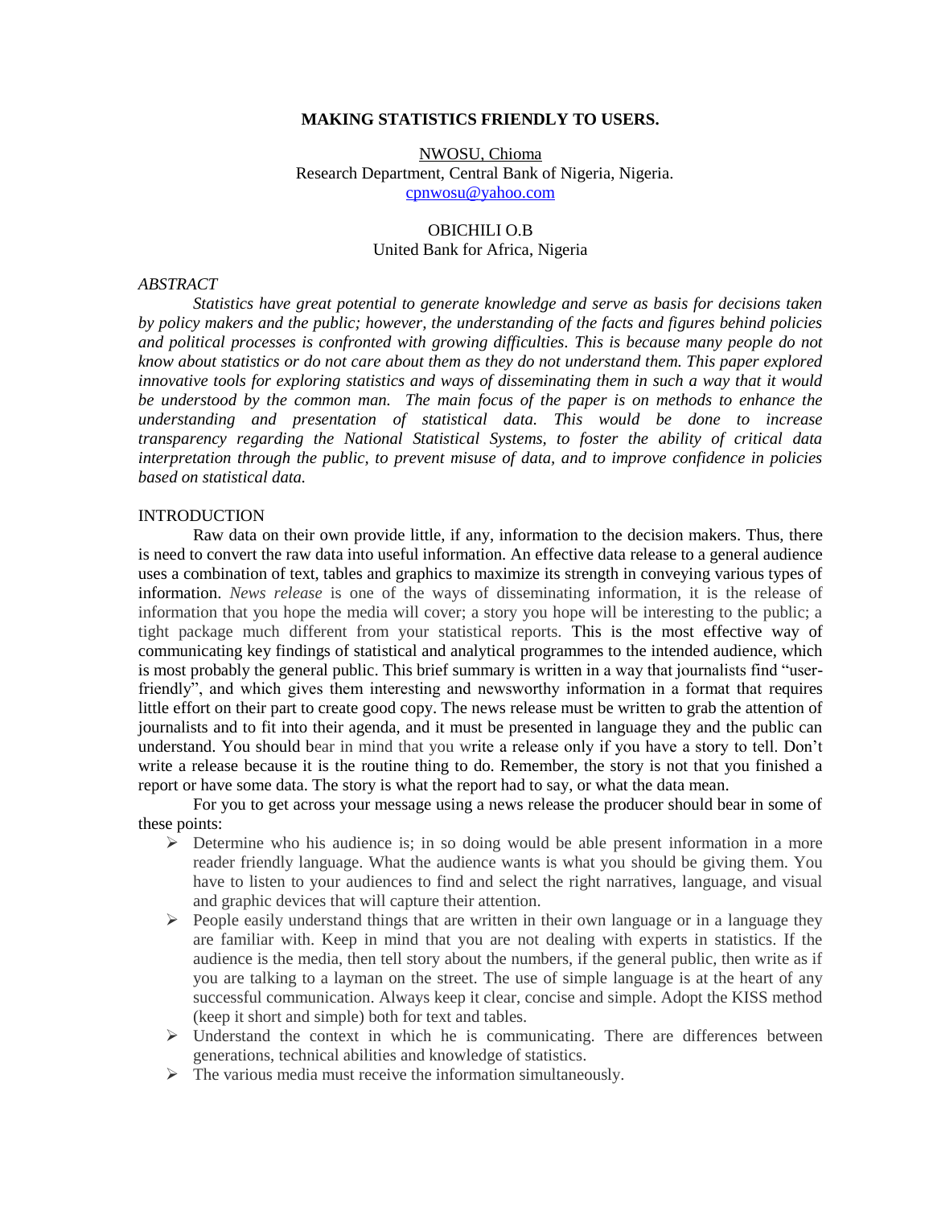# MAKING STATISTICS FRIENDLY TO USERS.

NWOSU, Chioma
Research Department, Central Bank of Nigeria, Nigeria.
cpnwosu@yahoo.com

OBICHILI O.B
United Bank for Africa, Nigeria

*ABSTRACT*

*Statistics have great potential to generate knowledge and serve as basis for decisions taken by policy makers and the public; however, the understanding of the facts and figures behind policies and political processes is confronted with growing difficulties. This is because many people do not know about statistics or do not care about them as they do not understand them. This paper explored innovative tools for exploring statistics and ways of disseminating them in such a way that it would be understood by the common man. The main focus of the paper is on methods to enhance the understanding and presentation of statistical data. This would be done to increase transparency regarding the National Statistical Systems, to foster the ability of critical data interpretation through the public, to prevent misuse of data, and to improve confidence in policies based on statistical data.*

## INTRODUCTION

Raw data on their own provide little, if any, information to the decision makers. Thus, there is need to convert the raw data into useful information. An effective data release to a general audience uses a combination of text, tables and graphics to maximize its strength in conveying various types of information. *News release* is one of the ways of disseminating information, it is the release of information that you hope the media will cover; a story you hope will be interesting to the public; a tight package much different from your statistical reports. This is the most effective way of communicating key findings of statistical and analytical programmes to the intended audience, which is most probably the general public. This brief summary is written in a way that journalists find "user-friendly", and which gives them interesting and newsworthy information in a format that requires little effort on their part to create good copy. The news release must be written to grab the attention of journalists and to fit into their agenda, and it must be presented in language they and the public can understand. You should bear in mind that you write a release only if you have a story to tell. Don't write a release because it is the routine thing to do. Remember, the story is not that you finished a report or have some data. The story is what the report had to say, or what the data mean.

For you to get across your message using a news release the producer should bear in some of these points:

- Determine who his audience is; in so doing would be able present information in a more reader friendly language. What the audience wants is what you should be giving them. You have to listen to your audiences to find and select the right narratives, language, and visual and graphic devices that will capture their attention.
- People easily understand things that are written in their own language or in a language they are familiar with. Keep in mind that you are not dealing with experts in statistics. If the audience is the media, then tell story about the numbers, if the general public, then write as if you are talking to a layman on the street. The use of simple language is at the heart of any successful communication. Always keep it clear, concise and simple. Adopt the KISS method (keep it short and simple) both for text and tables.
- Understand the context in which he is communicating. There are differences between generations, technical abilities and knowledge of statistics.
- The various media must receive the information simultaneously.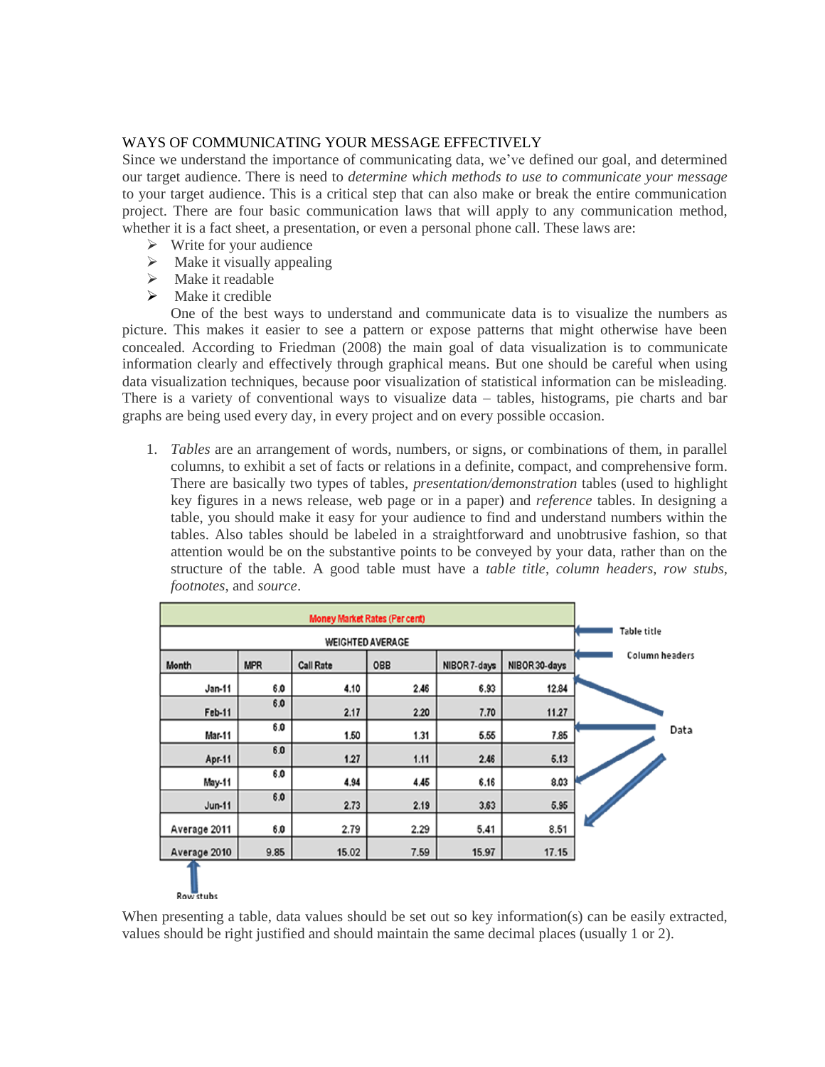WAYS OF COMMUNICATING YOUR MESSAGE EFFECTIVELY

Since we understand the importance of communicating data, we've defined our goal, and determined our target audience. There is need to *determine which methods to use to communicate your message* to your target audience. This is a critical step that can also make or break the entire communication project. There are four basic communication laws that will apply to any communication method, whether it is a fact sheet, a presentation, or even a personal phone call. These laws are:

- Write for your audience
- Make it visually appealing
- Make it readable
- Make it credible

One of the best ways to understand and communicate data is to visualize the numbers as picture. This makes it easier to see a pattern or expose patterns that might otherwise have been concealed. According to Friedman (2008) the main goal of data visualization is to communicate information clearly and effectively through graphical means. But one should be careful when using data visualization techniques, because poor visualization of statistical information can be misleading. There is a variety of conventional ways to visualize data – tables, histograms, pie charts and bar graphs are being used every day, in every project and on every possible occasion.

1. *Tables* are an arrangement of words, numbers, or signs, or combinations of them, in parallel columns, to exhibit a set of facts or relations in a definite, compact, and comprehensive form. There are basically two types of tables, *presentation/demonstration* tables (used to highlight key figures in a news release, web page or in a paper) and *reference* tables. In designing a table, you should make it easy for your audience to find and understand numbers within the tables. Also tables should be labeled in a straightforward and unobtrusive fashion, so that attention would be on the substantive points to be conveyed by your data, rather than on the structure of the table. A good table must have a *table title*, *column headers*, *row stubs, footnotes*, and *source*.

**Money Market Rates (Per cent)** ← Table title

WEIGHTED AVERAGE

| Month | MPR | Call Rate | OBB | NIBOR 7-days | NIBOR 30-days |
|---|---|---|---|---|---|
| Jan-11 | 6.0 | 4.10 | 2.46 | 6.93 | 12.84 |
| Feb-11 | 6.0 | 2.17 | 2.20 | 7.70 | 11.27 |
| Mar-11 | 6.0 | 1.50 | 1.31 | 5.55 | 7.85 |
| Apr-11 | 6.0 | 1.27 | 1.11 | 2.46 | 5.13 |
| May-11 | 6.0 | 4.94 | 4.45 | 6.16 | 8.03 |
| Jun-11 | 6.0 | 2.73 | 2.19 | 3.63 | 5.95 |
| Average 2011 | 6.0 | 2.79 | 2.29 | 5.41 | 8.51 |
| Average 2010 | 9.85 | 15.02 | 7.59 | 15.97 | 17.15 |

Labels: Table title; Column headers; Data; Row stubs

When presenting a table, data values should be set out so key information(s) can be easily extracted, values should be right justified and should maintain the same decimal places (usually 1 or 2).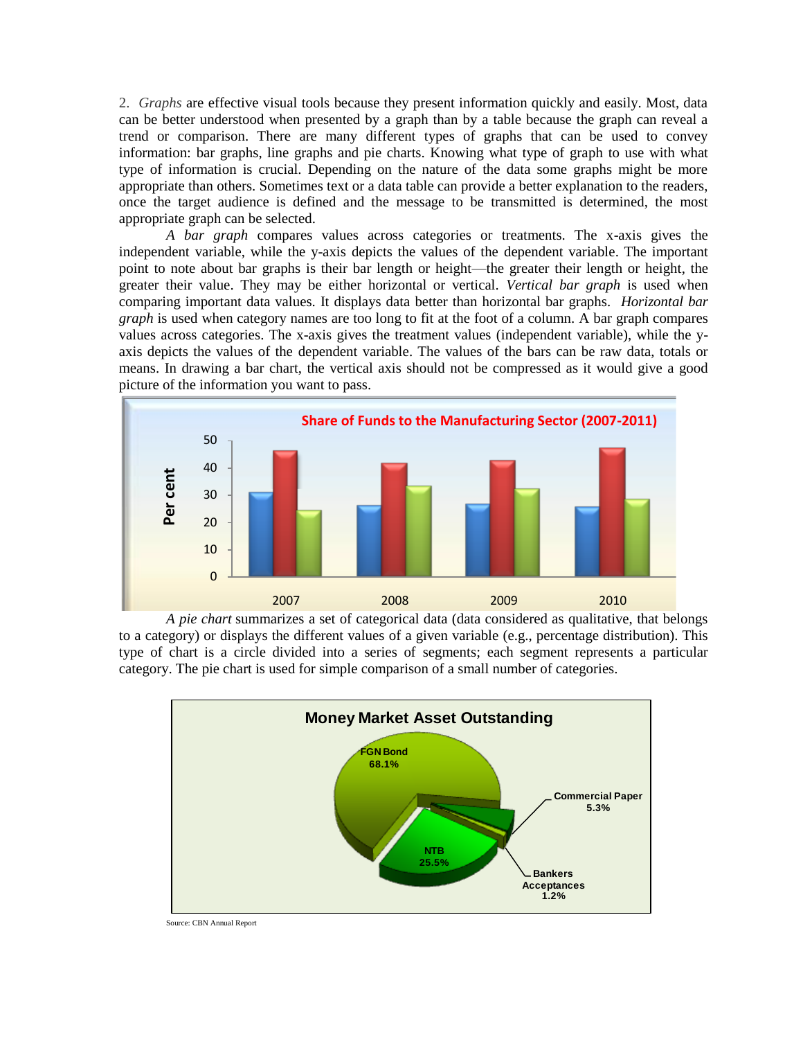2. *Graphs* are effective visual tools because they present information quickly and easily. Most, data can be better understood when presented by a graph than by a table because the graph can reveal a trend or comparison. There are many different types of graphs that can be used to convey information: bar graphs, line graphs and pie charts. Knowing what type of graph to use with what type of information is crucial. Depending on the nature of the data some graphs might be more appropriate than others. Sometimes text or a data table can provide a better explanation to the readers, once the target audience is defined and the message to be transmitted is determined, the most appropriate graph can be selected.

*A bar graph* compares values across categories or treatments. The x-axis gives the independent variable, while the y-axis depicts the values of the dependent variable. The important point to note about bar graphs is their bar length or height—the greater their length or height, the greater their value. They may be either horizontal or vertical. *Vertical bar graph* is used when comparing important data values. It displays data better than horizontal bar graphs. *Horizontal bar graph* is used when category names are too long to fit at the foot of a column. A bar graph compares values across categories. The x-axis gives the treatment values (independent variable), while the y-axis depicts the values of the dependent variable. The values of the bars can be raw data, totals or means. In drawing a bar chart, the vertical axis should not be compressed as it would give a good picture of the information you want to pass.

**Share of Funds to the Manufacturing Sector (2007-2011)**

*A pie chart* summarizes a set of categorical data (data considered as qualitative, that belongs to a category) or displays the different values of a given variable (e.g., percentage distribution). This type of chart is a circle divided into a series of segments; each segment represents a particular category. The pie chart is used for simple comparison of a small number of categories.

**Money Market Asset Outstanding**

Source: CBN Annual Report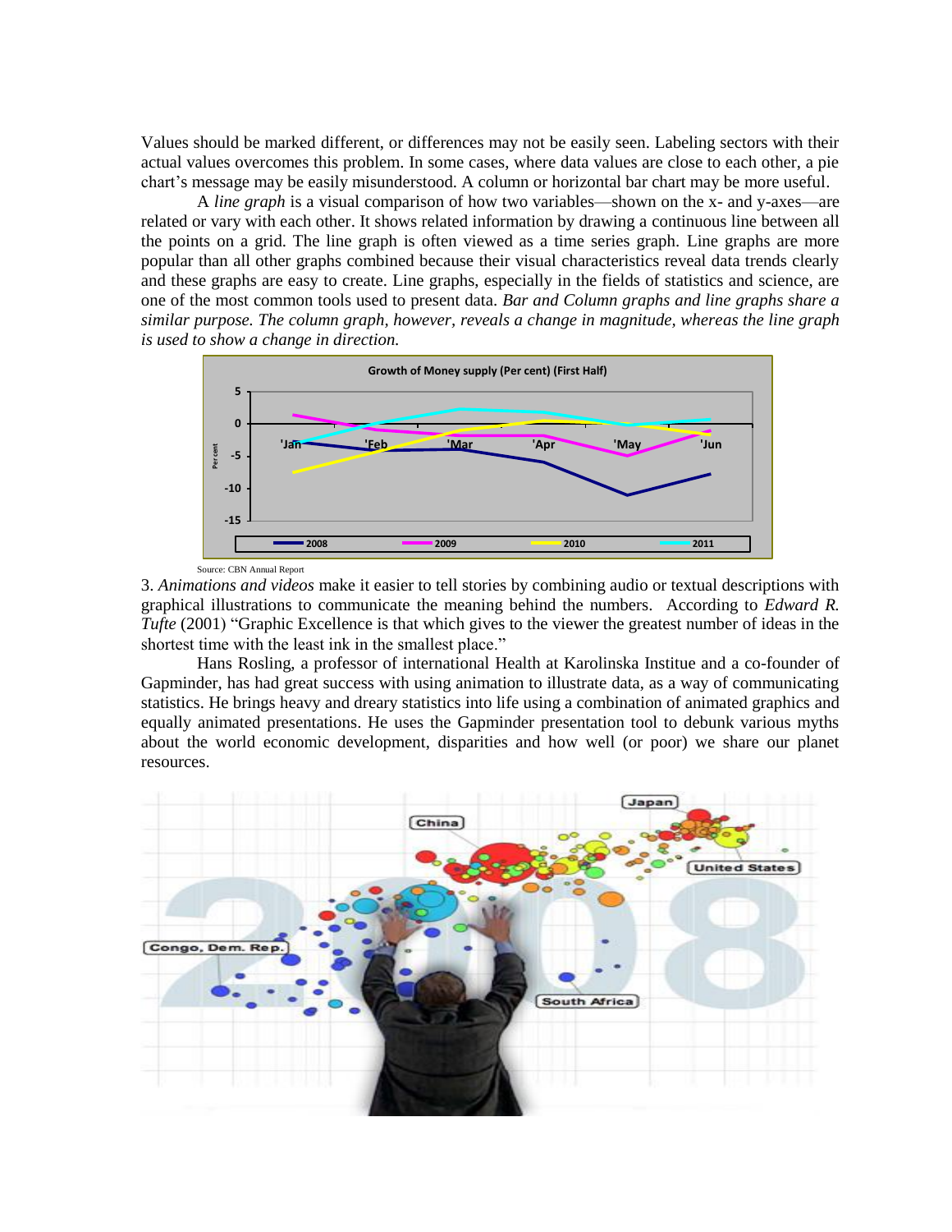Values should be marked different, or differences may not be easily seen. Labeling sectors with their actual values overcomes this problem. In some cases, where data values are close to each other, a pie chart's message may be easily misunderstood. A column or horizontal bar chart may be more useful.

A *line graph* is a visual comparison of how two variables—shown on the x- and y-axes—are related or vary with each other. It shows related information by drawing a continuous line between all the points on a grid. The line graph is often viewed as a time series graph. Line graphs are more popular than all other graphs combined because their visual characteristics reveal data trends clearly and these graphs are easy to create. Line graphs, especially in the fields of statistics and science, are one of the most common tools used to present data. *Bar and Column graphs and line graphs share a similar purpose. The column graph, however, reveals a change in magnitude, whereas the line graph is used to show a change in direction.*

Source: CBN Annual Report

3. *Animations and videos* make it easier to tell stories by combining audio or textual descriptions with graphical illustrations to communicate the meaning behind the numbers. According to *Edward R. Tufte* (2001) "Graphic Excellence is that which gives to the viewer the greatest number of ideas in the shortest time with the least ink in the smallest place."

Hans Rosling, a professor of international Health at Karolinska Institue and a co-founder of Gapminder, has had great success with using animation to illustrate data, as a way of communicating statistics. He brings heavy and dreary statistics into life using a combination of animated graphics and equally animated presentations. He uses the Gapminder presentation tool to debunk various myths about the world economic development, disparities and how well (or poor) we share our planet resources.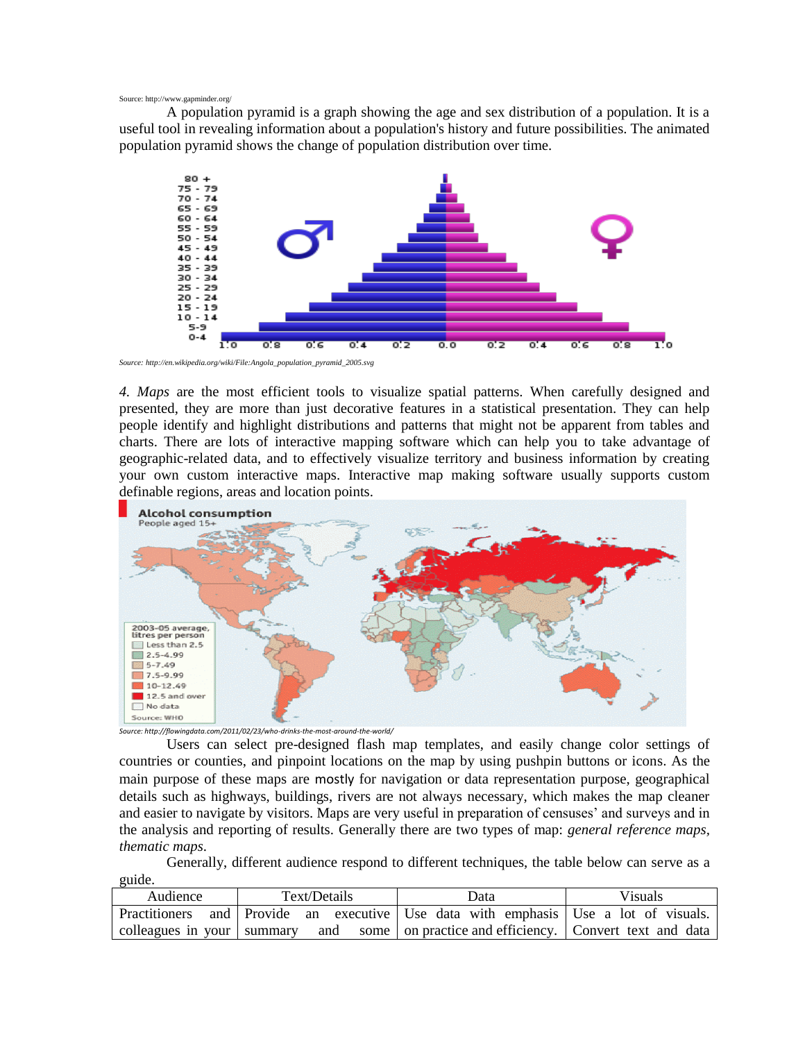Source: http://www.gapminder.org/

A population pyramid is a graph showing the age and sex distribution of a population. It is a useful tool in revealing information about a population's history and future possibilities. The animated population pyramid shows the change of population distribution over time.

Source: http://en.wikipedia.org/wiki/File:Angola_population_pyramid_2005.svg

*4. Maps* are the most efficient tools to visualize spatial patterns. When carefully designed and presented, they are more than just decorative features in a statistical presentation. They can help people identify and highlight distributions and patterns that might not be apparent from tables and charts. There are lots of interactive mapping software which can help you to take advantage of geographic-related data, and to effectively visualize territory and business information by creating your own custom interactive maps. Interactive map making software usually supports custom definable regions, areas and location points.

Source: http://flowingdata.com/2011/02/23/who-drinks-the-most-around-the-world/

Users can select pre-designed flash map templates, and easily change color settings of countries or counties, and pinpoint locations on the map by using pushpin buttons or icons. As the main purpose of these maps are mostly for navigation or data representation purpose, geographical details such as highways, buildings, rivers are not always necessary, which makes the map cleaner and easier to navigate by visitors. Maps are very useful in preparation of censuses' and surveys and in the analysis and reporting of results. Generally there are two types of map: *general reference maps*, *thematic maps*.

Generally, different audience respond to different techniques, the table below can serve as a guide.

| Audience | Text/Details | Data | Visuals |
|---|---|---|---|
| Practitioners and colleagues in your | Provide an executive summary and some | Use data with emphasis on practice and efficiency. | Use a lot of visuals. Convert text and data |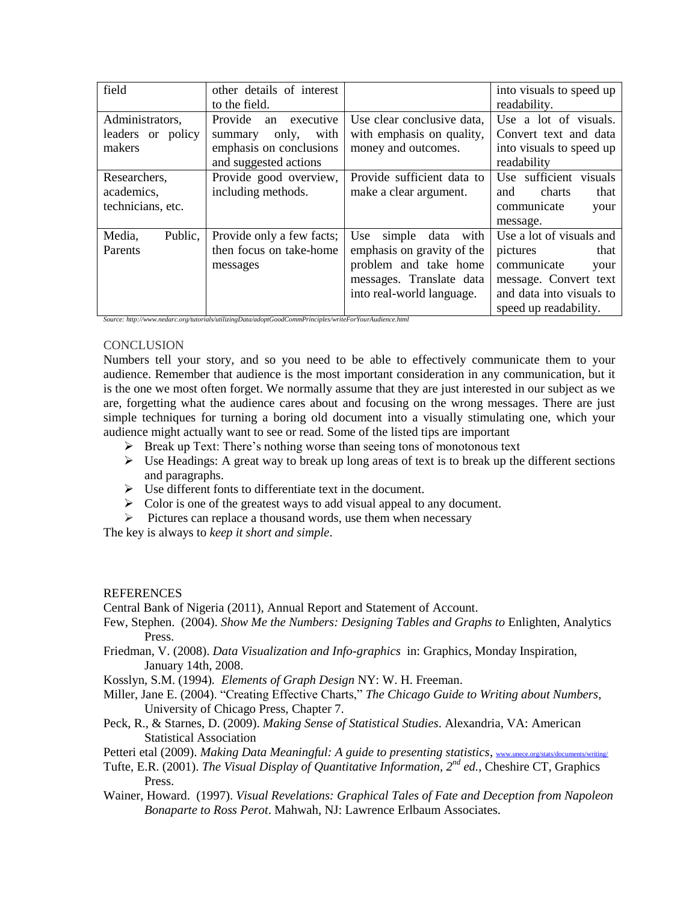| | | | |
|---|---|---|---|
| field | other details of interest to the field. | | into visuals to speed up readability. |
| Administrators, leaders or policy makers | Provide an executive summary only, with emphasis on conclusions and suggested actions | Use clear conclusive data, with emphasis on quality, money and outcomes. | Use a lot of visuals. Convert text and data into visuals to speed up readability |
| Researchers, academics, technicians, etc. | Provide good overview, including methods. | Provide sufficient data to make a clear argument. | Use sufficient visuals and charts that communicate your message. |
| Media, Public, Parents | Provide only a few facts; then focus on take-home messages | Use simple data with emphasis on gravity of the problem and take home messages. Translate data into real-world language. | Use a lot of visuals and pictures that communicate your message. Convert text and data into visuals to speed up readability. |

*Source: http://www.nedarc.org/tutorials/utilizingData/adoptGoodCommPrinciples/writeForYourAudience.html*

## CONCLUSION

Numbers tell your story, and so you need to be able to effectively communicate them to your audience. Remember that audience is the most important consideration in any communication, but it is the one we most often forget. We normally assume that they are just interested in our subject as we are, forgetting what the audience cares about and focusing on the wrong messages. There are just simple techniques for turning a boring old document into a visually stimulating one, which your audience might actually want to see or read. Some of the listed tips are important

- Break up Text: There's nothing worse than seeing tons of monotonous text
- Use Headings: A great way to break up long areas of text is to break up the different sections and paragraphs.
- Use different fonts to differentiate text in the document.
- Color is one of the greatest ways to add visual appeal to any document.
- Pictures can replace a thousand words, use them when necessary

The key is always to *keep it short and simple*.

## REFERENCES

Central Bank of Nigeria (2011), Annual Report and Statement of Account.

Few, Stephen. (2004). *Show Me the Numbers: Designing Tables and Graphs to* Enlighten, Analytics Press.

Friedman, V. (2008). *Data Visualization and Info-graphics* in: Graphics, Monday Inspiration, January 14th, 2008.

Kosslyn, S.M. (1994). *Elements of Graph Design* NY: W. H. Freeman.

Miller, Jane E. (2004). "Creating Effective Charts," *The Chicago Guide to Writing about Numbers,* University of Chicago Press, Chapter 7.

Peck, R., & Starnes, D. (2009). *Making Sense of Statistical Studies*. Alexandria, VA: American Statistical Association

Petteri etal (2009). *Making Data Meaningful: A guide to presenting statistics*, www.unece.org/stats/documents/writing/

Tufte, E.R. (2001). *The Visual Display of Quantitative Information, 2nd ed.*, Cheshire CT, Graphics Press.

Wainer, Howard. (1997). *Visual Revelations: Graphical Tales of Fate and Deception from Napoleon Bonaparte to Ross Perot*. Mahwah, NJ: Lawrence Erlbaum Associates.